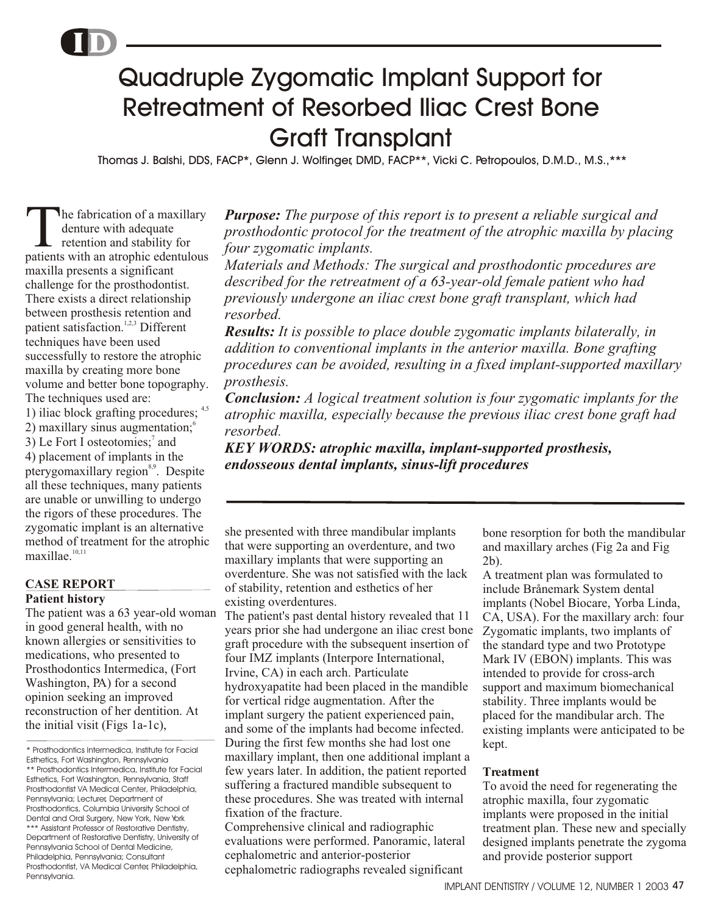# Quadruple Zygomatic Implant Support for Retreatment of Resorbed Iliac Crest Bone Graft Transplant

Thomas J. Balshi, DDS, FACP*, Glenn J. Wolfinger, DMD, FACP**, Vicki C. Petropoulos, D.M.D., M.S.,***

***Purpose:*** *The purpose of this report is to present a reliable surgical and prosthodontic protocol for the treatment of the atrophic maxilla by placing four zygomatic implants.*

*Materials and Methods: The surgical and prosthodontic procedures are described for the retreatment of a 63-year-old female patient who had previously undergone an iliac crest bone graft transplant, which had resorbed.*

***Results:*** *It is possible to place double zygomatic implants bilaterally, in addition to conventional implants in the anterior maxilla. Bone grafting procedures can be avoided, resulting in a fixed implant-supported maxillary prosthesis.*

***Conclusion:*** *A logical treatment solution is four zygomatic implants for the atrophic maxilla, especially because the previous iliac crest bone graft had resorbed.*

***KEY WORDS: atrophic maxilla, implant-supported prosthesis, endosseous dental implants, sinus-lift procedures***

The fabrication of a maxillary denture with adequate retention and stability for patients with an atrophic edentulous maxilla presents a significant challenge for the prosthodontist. There exists a direct relationship between prosthesis retention and patient satisfaction.[1,2,3] Different techniques have been used successfully to restore the atrophic maxilla by creating more bone volume and better bone topography. The techniques used are:

1) iliac block grafting procedures; [4,5]
2) maxillary sinus augmentation;[6]
3) Le Fort I osteotomies;[7] and
4) placement of implants in the pterygomaxillary region[8,9].

Despite all these techniques, many patients are unable or unwilling to undergo the rigors of these procedures. The zygomatic implant is an alternative method of treatment for the atrophic maxillae.[10,11]

## CASE REPORT

### Patient history

The patient was a 63 year-old woman in good general health, with no known allergies or sensitivities to medications, who presented to Prosthodontics Intermedica, (Fort Washington, PA) for a second opinion seeking an improved reconstruction of her dentition. At the initial visit (Figs 1a-1c), she presented with three mandibular implants that were supporting an overdenture, and two maxillary implants that were supporting an overdenture. She was not satisfied with the lack of stability, retention and esthetics of her existing overdentures.

The patient's past dental history revealed that 11 years prior she had undergone an iliac crest bone graft procedure with the subsequent insertion of four IMZ implants (Interpore International, Irvine, CA) in each arch. Particulate hydroxyapatite had been placed in the mandible for vertical ridge augmentation. After the implant surgery the patient experienced pain, and some of the implants had become infected. During the first few months she had lost one maxillary implant, then one additional implant a few years later. In addition, the patient reported suffering a fractured mandible subsequent to these procedures. She was treated with internal fixation of the fracture.

Comprehensive clinical and radiographic evaluations were performed. Panoramic, lateral cephalometric and anterior-posterior cephalometric radiographs revealed significant bone resorption for both the mandibular and maxillary arches (Fig 2a and Fig 2b).

A treatment plan was formulated to include Brånemark System dental implants (Nobel Biocare, Yorba Linda, CA, USA). For the maxillary arch: four Zygomatic implants, two implants of the standard type and two Prototype Mark IV (EBON) implants. This was intended to provide for cross-arch support and maximum biomechanical stability. Three implants would be placed for the mandibular arch. The existing implants were anticipated to be kept.

### Treatment

To avoid the need for regenerating the atrophic maxilla, four zygomatic implants were proposed in the initial treatment plan. These new and specially designed implants penetrate the zygoma and provide posterior support

\* Prosthodontics Intermedica, Institute for Facial Esthetics, Fort Washington, Pennsylvania
\** Prosthodontics Intermedica, Institute for Facial Esthetics, Fort Washington, Pennsylvania, Staff Prosthodontist VA Medical Center, Philadelphia, Pennsylvania; Lecturer, Department of Prosthodontics, Columbia University School of Dental and Oral Surgery, New York, New York
\*** Assistant Professor of Restorative Dentistry, Department of Restorative Dentistry, University of Pennsylvania School of Dental Medicine, Philadelphia, Pennsylvania; Consultant Prosthodontist, VA Medical Center, Philadelphia, Pennsylvania.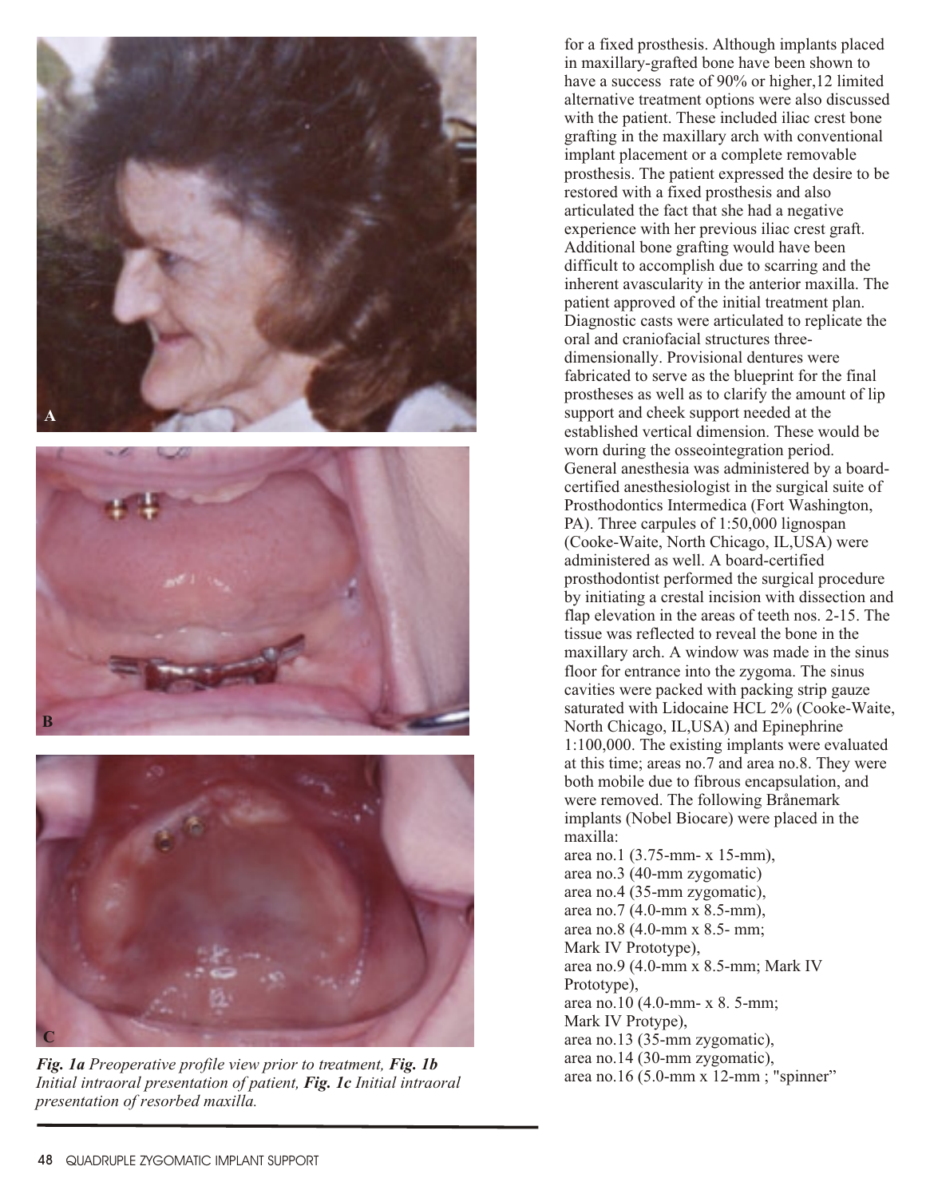*Fig. 1a Preoperative profile view prior to treatment, **Fig. 1b** Initial intraoral presentation of patient, **Fig. 1c** Initial intraoral presentation of resorbed maxilla.*

for a fixed prosthesis. Although implants placed in maxillary-grafted bone have been shown to have a success rate of 90% or higher,12 limited alternative treatment options were also discussed with the patient. These included iliac crest bone grafting in the maxillary arch with conventional implant placement or a complete removable prosthesis. The patient expressed the desire to be restored with a fixed prosthesis and also articulated the fact that she had a negative experience with her previous iliac crest graft. Additional bone grafting would have been difficult to accomplish due to scarring and the inherent avascularity in the anterior maxilla. The patient approved of the initial treatment plan. Diagnostic casts were articulated to replicate the oral and craniofacial structures three-dimensionally. Provisional dentures were fabricated to serve as the blueprint for the final prostheses as well as to clarify the amount of lip support and cheek support needed at the established vertical dimension. These would be worn during the osseointegration period. General anesthesia was administered by a board-certified anesthesiologist in the surgical suite of Prosthodontics Intermedica (Fort Washington, PA). Three carpules of 1:50,000 lignospan (Cooke-Waite, North Chicago, IL,USA) were administered as well. A board-certified prosthodontist performed the surgical procedure by initiating a crestal incision with dissection and flap elevation in the areas of teeth nos. 2-15. The tissue was reflected to reveal the bone in the maxillary arch. A window was made in the sinus floor for entrance into the zygoma. The sinus cavities were packed with packing strip gauze saturated with Lidocaine HCL 2% (Cooke-Waite, North Chicago, IL,USA) and Epinephrine 1:100,000. The existing implants were evaluated at this time; areas no.7 and area no.8. They were both mobile due to fibrous encapsulation, and were removed. The following Brånemark implants (Nobel Biocare) were placed in the maxilla:

area no.1 (3.75-mm- x 15-mm),
area no.3 (40-mm zygomatic)
area no.4 (35-mm zygomatic),
area no.7 (4.0-mm x 8.5-mm),
area no.8 (4.0-mm x 8.5- mm; Mark IV Prototype),
area no.9 (4.0-mm x 8.5-mm; Mark IV Prototype),
area no.10 (4.0-mm- x 8. 5-mm; Mark IV Protype),
area no.13 (35-mm zygomatic),
area no.14 (30-mm zygomatic),
area no.16 (5.0-mm x 12-mm ; "spinner"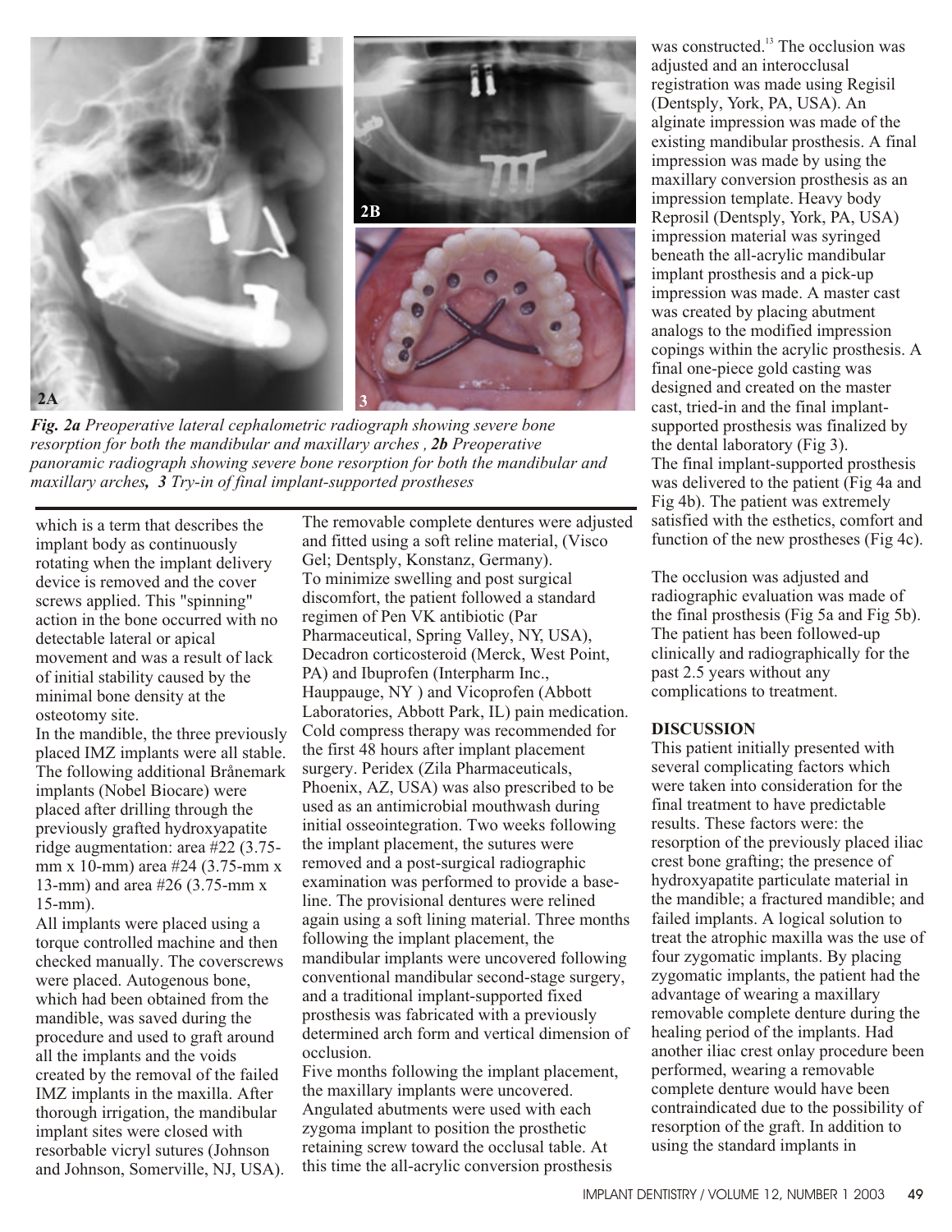*Fig. 2a Preoperative lateral cephalometric radiograph showing severe bone resorption for both the mandibular and maxillary arches , 2b Preoperative panoramic radiograph showing severe bone resorption for both the mandibular and maxillary arches, 3 Try-in of final implant-supported prostheses*

which is a term that describes the implant body as continuously rotating when the implant delivery device is removed and the cover screws applied. This "spinning" action in the bone occurred with no detectable lateral or apical movement and was a result of lack of initial stability caused by the minimal bone density at the osteotomy site.

In the mandible, the three previously placed IMZ implants were all stable. The following additional Brånemark implants (Nobel Biocare) were placed after drilling through the previously grafted hydroxyapatite ridge augmentation: area #22 (3.75-mm x 10-mm) area #24 (3.75-mm x 13-mm) and area #26 (3.75-mm x 15-mm).

All implants were placed using a torque controlled machine and then checked manually. The coverscrews were placed. Autogenous bone, which had been obtained from the mandible, was saved during the procedure and used to graft around all the implants and the voids created by the removal of the failed IMZ implants in the maxilla. After thorough irrigation, the mandibular implant sites were closed with resorbable vicryl sutures (Johnson and Johnson, Somerville, NJ, USA).

The removable complete dentures were adjusted and fitted using a soft reline material, (Visco Gel; Dentsply, Konstanz, Germany).

To minimize swelling and post surgical discomfort, the patient followed a standard regimen of Pen VK antibiotic (Par Pharmaceutical, Spring Valley, NY, USA), Decadron corticosteroid (Merck, West Point, PA) and Ibuprofen (Interpharm Inc., Hauppauge, NY ) and Vicoprofen (Abbott Laboratories, Abbott Park, IL) pain medication. Cold compress therapy was recommended for the first 48 hours after implant placement surgery. Peridex (Zila Pharmaceuticals, Phoenix, AZ, USA) was also prescribed to be used as an antimicrobial mouthwash during initial osseointegration. Two weeks following the implant placement, the sutures were removed and a post-surgical radiographic examination was performed to provide a base-line. The provisional dentures were relined again using a soft lining material. Three months following the implant placement, the mandibular implants were uncovered following conventional mandibular second-stage surgery, and a traditional implant-supported fixed prosthesis was fabricated with a previously determined arch form and vertical dimension of occlusion.

Five months following the implant placement, the maxillary implants were uncovered. Angulated abutments were used with each zygoma implant to position the prosthetic retaining screw toward the occlusal table. At this time the all-acrylic conversion prosthesis was constructed.[13] The occlusion was adjusted and an interocclusal registration was made using Regisil (Dentsply, York, PA, USA). An alginate impression was made of the existing mandibular prosthesis. A final impression was made by using the maxillary conversion prosthesis as an impression template. Heavy body Reprosil (Dentsply, York, PA, USA) impression material was syringed beneath the all-acrylic mandibular implant prosthesis and a pick-up impression was made. A master cast was created by placing abutment analogs to the modified impression copings within the acrylic prosthesis. A final one-piece gold casting was designed and created on the master cast, tried-in and the final implant-supported prosthesis was finalized by the dental laboratory (Fig 3).

The final implant-supported prosthesis was delivered to the patient (Fig 4a and Fig 4b). The patient was extremely satisfied with the esthetics, comfort and function of the new prostheses (Fig 4c).

The occlusion was adjusted and radiographic evaluation was made of the final prosthesis (Fig 5a and Fig 5b). The patient has been followed-up clinically and radiographically for the past 2.5 years without any complications to treatment.

## DISCUSSION

This patient initially presented with several complicating factors which were taken into consideration for the final treatment to have predictable results. These factors were: the resorption of the previously placed iliac crest bone grafting; the presence of hydroxyapatite particulate material in the mandible; a fractured mandible; and failed implants. A logical solution to treat the atrophic maxilla was the use of four zygomatic implants. By placing zygomatic implants, the patient had the advantage of wearing a maxillary removable complete denture during the healing period of the implants. Had another iliac crest onlay procedure been performed, wearing a removable complete denture would have been contraindicated due to the possibility of resorption of the graft. In addition to using the standard implants in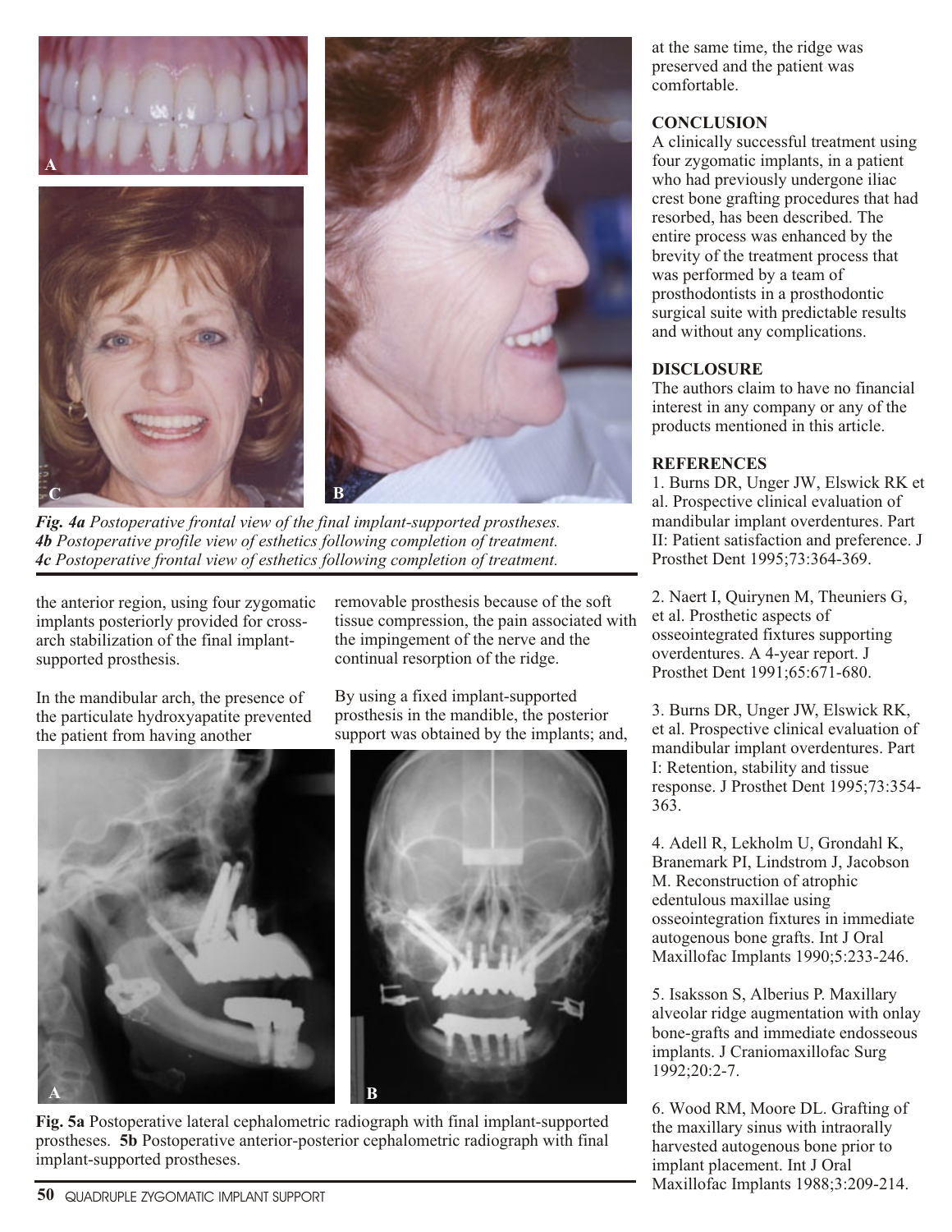*Fig. 4a Postoperative frontal view of the final implant-supported prostheses.*
*4b Postoperative profile view of esthetics following completion of treatment.*
*4c Postoperative frontal view of esthetics following completion of treatment.*

the anterior region, using four zygomatic implants posteriorly provided for cross-arch stabilization of the final implant-supported prosthesis.

In the mandibular arch, the presence of the particulate hydroxyapatite prevented the patient from having another removable prosthesis because of the soft tissue compression, the pain associated with the impingement of the nerve and the continual resorption of the ridge.

By using a fixed implant-supported prosthesis in the mandible, the posterior support was obtained by the implants; and, at the same time, the ridge was preserved and the patient was comfortable.

**Fig. 5a** Postoperative lateral cephalometric radiograph with final implant-supported prostheses. **5b** Postoperative anterior-posterior cephalometric radiograph with final implant-supported prostheses.

## CONCLUSION

A clinically successful treatment using four zygomatic implants, in a patient who had previously undergone iliac crest bone grafting procedures that had resorbed, has been described. The entire process was enhanced by the brevity of the treatment process that was performed by a team of prosthodontists in a prosthodontic surgical suite with predictable results and without any complications.

## DISCLOSURE

The authors claim to have no financial interest in any company or any of the products mentioned in this article.

## REFERENCES

1. Burns DR, Unger JW, Elswick RK et al. Prospective clinical evaluation of mandibular implant overdentures. Part II: Patient satisfaction and preference. J Prosthet Dent 1995;73:364-369.

2. Naert I, Quirynen M, Theuniers G, et al. Prosthetic aspects of osseointegrated fixtures supporting overdentures. A 4-year report. J Prosthet Dent 1991;65:671-680.

3. Burns DR, Unger JW, Elswick RK, et al. Prospective clinical evaluation of mandibular implant overdentures. Part I: Retention, stability and tissue response. J Prosthet Dent 1995;73:354-363.

4. Adell R, Lekholm U, Grondahl K, Branemark PI, Lindstrom J, Jacobson M. Reconstruction of atrophic edentulous maxillae using osseointegration fixtures in immediate autogenous bone grafts. Int J Oral Maxillofac Implants 1990;5:233-246.

5. Isaksson S, Alberius P. Maxillary alveolar ridge augmentation with onlay bone-grafts and immediate endosseous implants. J Craniomaxillofac Surg 1992;20:2-7.

6. Wood RM, Moore DL. Grafting of the maxillary sinus with intraorally harvested autogenous bone prior to implant placement. Int J Oral Maxillofac Implants 1988;3:209-214.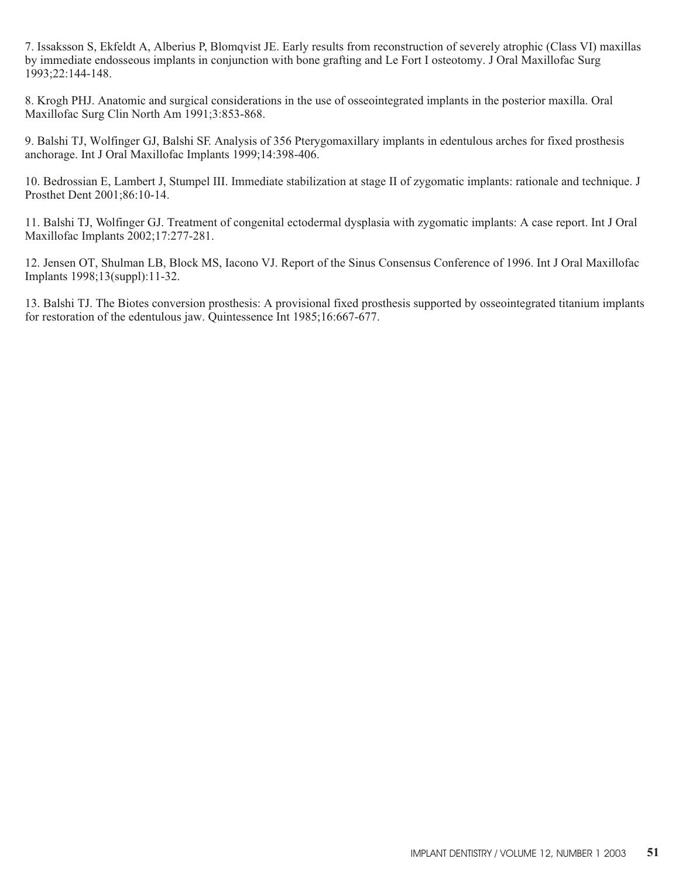7. Issaksson S, Ekfeldt A, Alberius P, Blomqvist JE. Early results from reconstruction of severely atrophic (Class VI) maxillas by immediate endosseous implants in conjunction with bone grafting and Le Fort I osteotomy. J Oral Maxillofac Surg 1993;22:144-148.

8. Krogh PHJ. Anatomic and surgical considerations in the use of osseointegrated implants in the posterior maxilla. Oral Maxillofac Surg Clin North Am 1991;3:853-868.

9. Balshi TJ, Wolfinger GJ, Balshi SF. Analysis of 356 Pterygomaxillary implants in edentulous arches for fixed prosthesis anchorage. Int J Oral Maxillofac Implants 1999;14:398-406.

10. Bedrossian E, Lambert J, Stumpel III. Immediate stabilization at stage II of zygomatic implants: rationale and technique. J Prosthet Dent 2001;86:10-14.

11. Balshi TJ, Wolfinger GJ. Treatment of congenital ectodermal dysplasia with zygomatic implants: A case report. Int J Oral Maxillofac Implants 2002;17:277-281.

12. Jensen OT, Shulman LB, Block MS, Iacono VJ. Report of the Sinus Consensus Conference of 1996. Int J Oral Maxillofac Implants 1998;13(suppl):11-32.

13. Balshi TJ. The Biotes conversion prosthesis: A provisional fixed prosthesis supported by osseointegrated titanium implants for restoration of the edentulous jaw. Quintessence Int 1985;16:667-677.